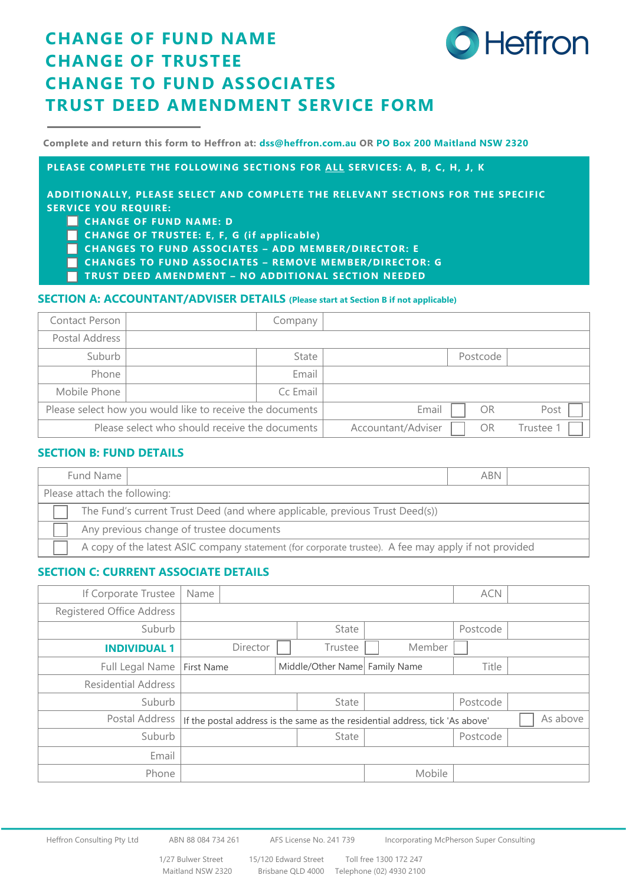# CHANGE OF FUND NAME
# CHANGE OF TRUSTEE
# CHANGE TO FUND ASSOCIATES
# TRUST DEED AMENDMENT SERVICE FORM

Heffron

Complete and return this form to Heffron at: **dss@heffron.com.au** OR **PO Box 200 Maitland NSW 2320**

**PLEASE COMPLETE THE FOLLOWING SECTIONS FOR ALL SERVICES: A, B, C, H, J, K**

**ADDITIONALLY, PLEASE SELECT AND COMPLETE THE RELEVANT SECTIONS FOR THE SPECIFIC SERVICE YOU REQUIRE:**

- ☐ CHANGE OF FUND NAME: D
- ☐ CHANGE OF TRUSTEE: E, F, G (if applicable)
- ☐ CHANGES TO FUND ASSOCIATES – ADD MEMBER/DIRECTOR: E
- ☐ CHANGES TO FUND ASSOCIATES – REMOVE MEMBER/DIRECTOR: G
- ☐ TRUST DEED AMENDMENT – NO ADDITIONAL SECTION NEEDED

## SECTION A: ACCOUNTANT/ADVISER DETAILS (Please start at Section B if not applicable)

| Contact Person | | Company | | | |
|---|---|---|---|---|---|
| Postal Address | | | | | |
| Suburb | | State | | Postcode | |
| Phone | | Email | | | |
| Mobile Phone | | Cc Email | | | |
| Please select how you would like to receive the documents | | | Email ☐ | OR | Post ☐ |
| Please select who should receive the documents | | | Accountant/Adviser ☐ | OR | Trustee 1 ☐ |

## SECTION B: FUND DETAILS

| Fund Name | | ABN | |
|---|---|---|---|
| Please attach the following: | | | |
| ☐ The Fund's current Trust Deed (and where applicable, previous Trust Deed(s)) | | | |
| ☐ Any previous change of trustee documents | | | |
| ☐ A copy of the latest ASIC company statement (for corporate trustee). A fee may apply if not provided | | | |

## SECTION C: CURRENT ASSOCIATE DETAILS

| If Corporate Trustee | Name | | | ACN | |
|---|---|---|---|---|---|
| Registered Office Address | | | | | |
| Suburb | | State | | Postcode | |
| **INDIVIDUAL 1** | Director ☐ | Trustee ☐ | Member ☐ | | |
| Full Legal Name | First Name | Middle/Other Name | Family Name | Title | |
| Residential Address | | | | | |
| Suburb | | State | | Postcode | |
| Postal Address | If the postal address is the same as the residential address, tick 'As above' | | | | ☐ As above |
| Suburb | | State | | Postcode | |
| Email | | | | | |
| Phone | | | Mobile | | |

Heffron Consulting Pty Ltd | ABN 88 084 734 261 | AFS License No. 241 739 | Incorporating McPherson Super Consulting

1/27 Bulwer Street Maitland NSW 2320 | 15/120 Edward Street Brisbane QLD 4000 | Toll free 1300 172 247 Telephone (02) 4930 2100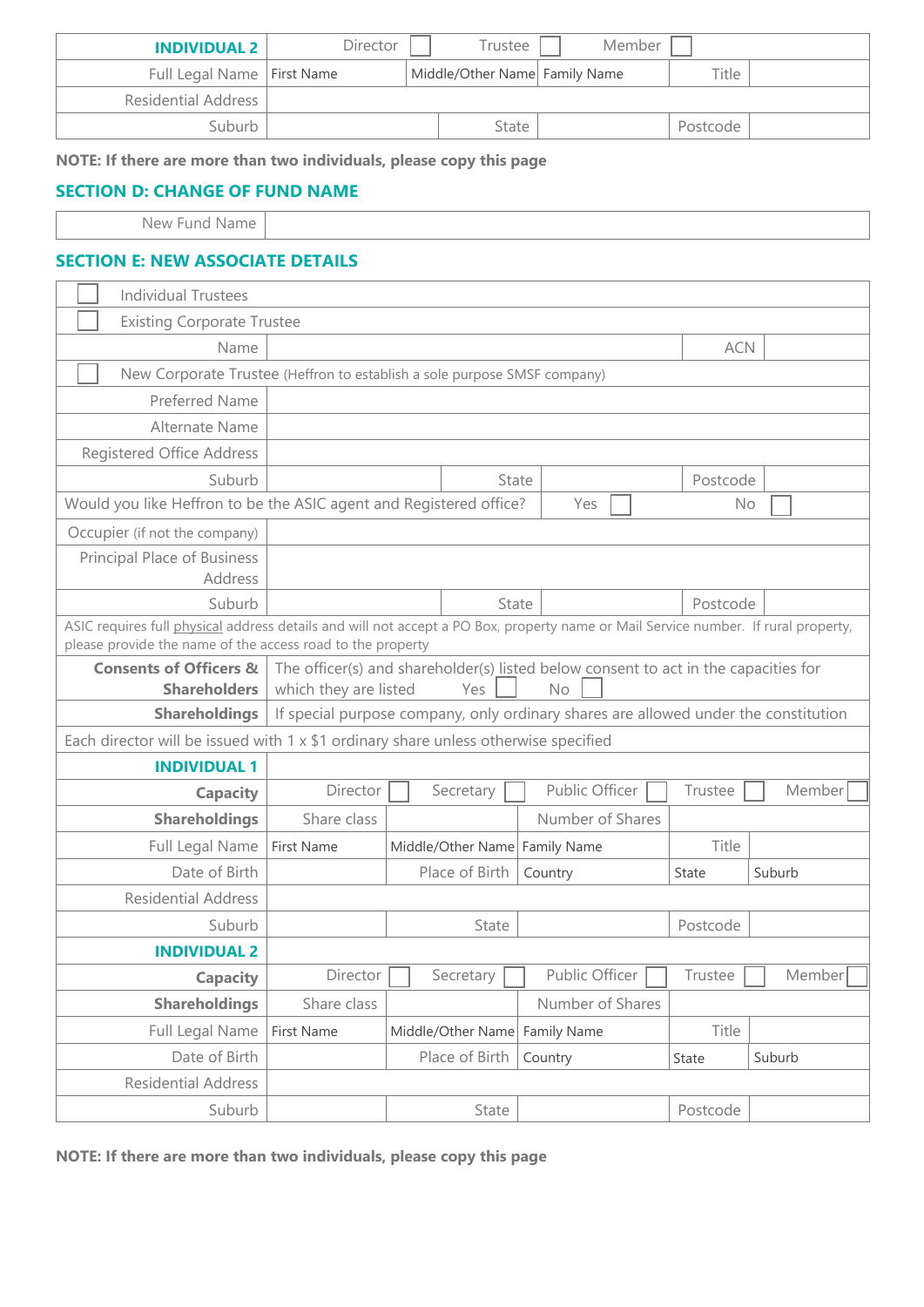| INDIVIDUAL 2 | Director ☐ | | Trustee ☐ | Member ☐ | |
|---|---|---|---|---|---|
| Full Legal Name | First Name | Middle/Other Name | Family Name | Title | |
| Residential Address | | | | | |
| Suburb | | State | | Postcode | |

**NOTE: If there are more than two individuals, please copy this page**

## SECTION D: CHANGE OF FUND NAME

| New Fund Name | |
|---|---|

## SECTION E: NEW ASSOCIATE DETAILS

| ☐ Individual Trustees | | | | | |
|---|---|---|---|---|---|
| ☐ Existing Corporate Trustee | | | | | |
| Name | | | | ACN | |
| ☐ New Corporate Trustee (Heffron to establish a sole purpose SMSF company) | | | | | |
| Preferred Name | | | | | |
| Alternate Name | | | | | |
| Registered Office Address | | | | | |
| Suburb | | State | | Postcode | |
| Would you like Heffron to be the ASIC agent and Registered office? | | | Yes ☐ | No ☐ | |
| Occupier (if not the company) | | | | | |
| Principal Place of Business Address | | | | | |
| Suburb | | State | | Postcode | |
| ASIC requires full physical address details and will not accept a PO Box, property name or Mail Service number. If rural property, please provide the name of the access road to the property | | | | | |
| **Consents of Officers & Shareholders** | The officer(s) and shareholder(s) listed below consent to act in the capacities for which they are listed Yes ☐ No ☐ | | | | |
| **Shareholdings** | If special purpose company, only ordinary shares are allowed under the constitution | | | | |
| Each director will be issued with 1 x $1 ordinary share unless otherwise specified | | | | | |

| INDIVIDUAL 1 | | | | | |
|---|---|---|---|---|---|
| **Capacity** | Director ☐ | Secretary ☐ | Public Officer ☐ | Trustee ☐ | Member ☐ |
| **Shareholdings** | Share class | | Number of Shares | | |
| Full Legal Name | First Name | Middle/Other Name | Family Name | Title | |
| Date of Birth | | Place of Birth | Country | State | Suburb |
| Residential Address | | | | | |
| Suburb | | State | | Postcode | |
| **INDIVIDUAL 2** | | | | | |
| **Capacity** | Director ☐ | Secretary ☐ | Public Officer ☐ | Trustee ☐ | Member ☐ |
| **Shareholdings** | Share class | | Number of Shares | | |
| Full Legal Name | First Name | Middle/Other Name | Family Name | Title | |
| Date of Birth | | Place of Birth | Country | State | Suburb |
| Residential Address | | | | | |
| Suburb | | State | | Postcode | |

**NOTE: If there are more than two individuals, please copy this page**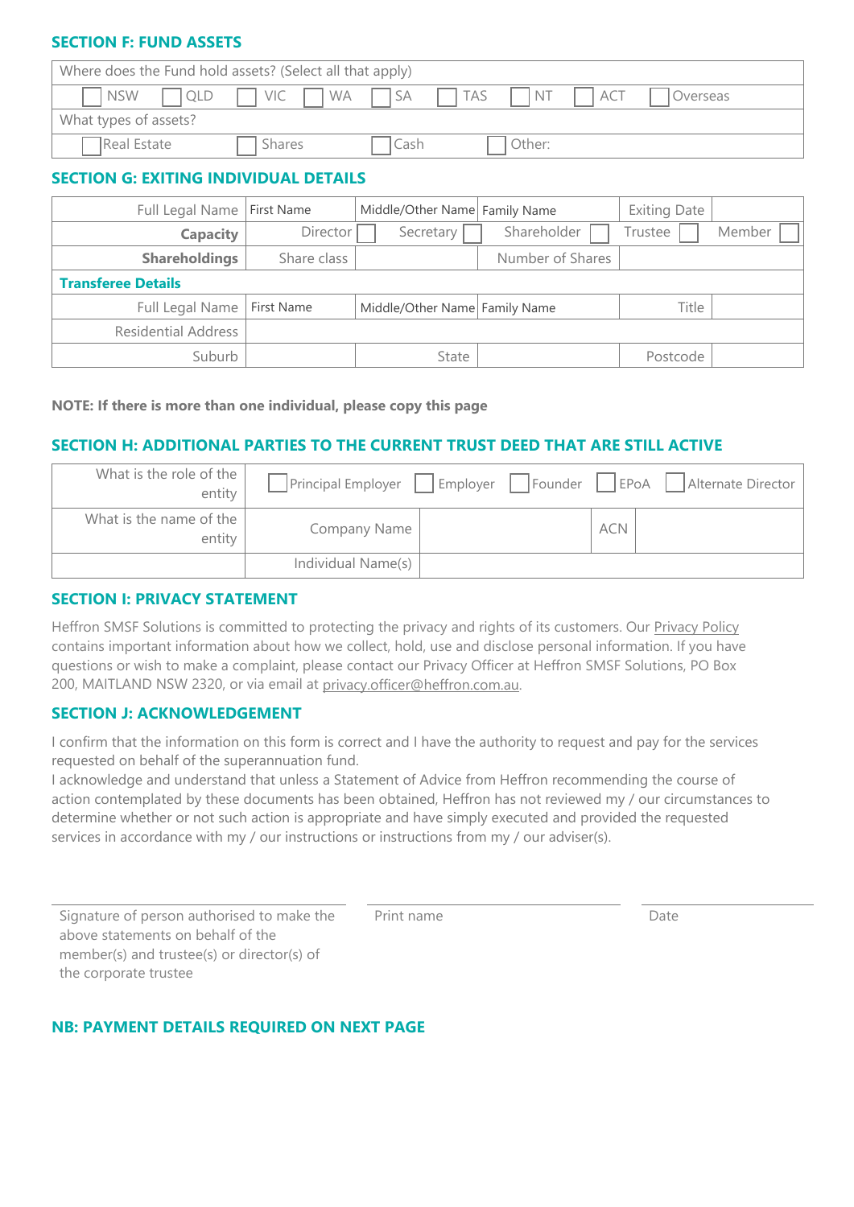## SECTION F: FUND ASSETS

| Where does the Fund hold assets? (Select all that apply) | | | | | | | | |
|---|---|---|---|---|---|---|---|---|
| ☐ NSW | ☐ QLD | ☐ VIC | ☐ WA | ☐ SA | ☐ TAS | ☐ NT | ☐ ACT | ☐ Overseas |

| What types of assets? | | | |
|---|---|---|---|
| ☐ Real Estate | ☐ Shares | ☐ Cash | ☐ Other: |

## SECTION G: EXITING INDIVIDUAL DETAILS

| | | | | | |
|---|---|---|---|---|---|
| Full Legal Name | First Name | Middle/Other Name | Family Name | Exiting Date | |
| **Capacity** | Director ☐ | Secretary ☐ | Shareholder ☐ | Trustee ☐ | Member ☐ |
| **Shareholdings** | Share class | | Number of Shares | | |
| **Transferee Details** | | | | | |
| Full Legal Name | First Name | Middle/Other Name | Family Name | Title | |
| Residential Address | | | | | |
| Suburb | | State | | Postcode | |

**NOTE: If there is more than one individual, please copy this page**

## SECTION H: ADDITIONAL PARTIES TO THE CURRENT TRUST DEED THAT ARE STILL ACTIVE

| | | | | |
|---|---|---|---|---|
| What is the role of the entity | ☐ Principal Employer ☐ Employer ☐ Founder ☐ EPoA ☐ Alternate Director | | | |
| What is the name of the entity | Company Name | | ACN | |
| | Individual Name(s) | | | |

## SECTION I: PRIVACY STATEMENT

Heffron SMSF Solutions is committed to protecting the privacy and rights of its customers. Our Privacy Policy contains important information about how we collect, hold, use and disclose personal information. If you have questions or wish to make a complaint, please contact our Privacy Officer at Heffron SMSF Solutions, PO Box 200, MAITLAND NSW 2320, or via email at privacy.officer@heffron.com.au.

## SECTION J: ACKNOWLEDGEMENT

I confirm that the information on this form is correct and I have the authority to request and pay for the services requested on behalf of the superannuation fund.

I acknowledge and understand that unless a Statement of Advice from Heffron recommending the course of action contemplated by these documents has been obtained, Heffron has not reviewed my / our circumstances to determine whether or not such action is appropriate and have simply executed and provided the requested services in accordance with my / our instructions or instructions from my / our adviser(s).

| Signature of person authorised to make the above statements on behalf of the member(s) and trustee(s) or director(s) of the corporate trustee | Print name | Date |
|---|---|---|

**NB: PAYMENT DETAILS REQUIRED ON NEXT PAGE**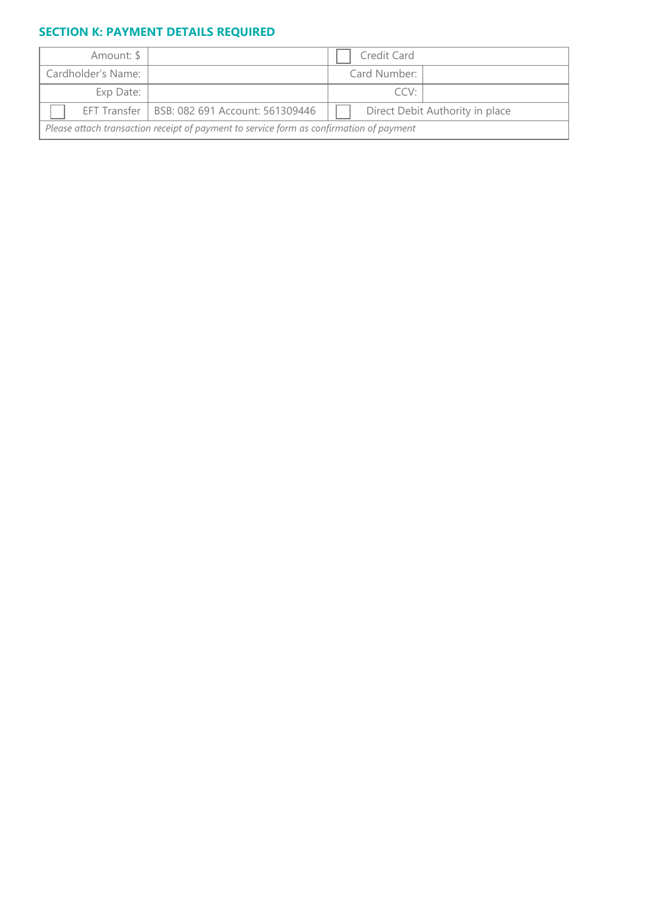## SECTION K: PAYMENT DETAILS REQUIRED

| | | | |
|---|---|---|---|
| Amount: $ | | ☐ Credit Card | |
| Cardholder's Name: | | Card Number: | |
| Exp Date: | | CCV: | |
| ☐ EFT Transfer | BSB: 082 691 Account: 561309446 | ☐ Direct Debit Authority in place | |
| *Please attach transaction receipt of payment to service form as confirmation of payment* | | | |